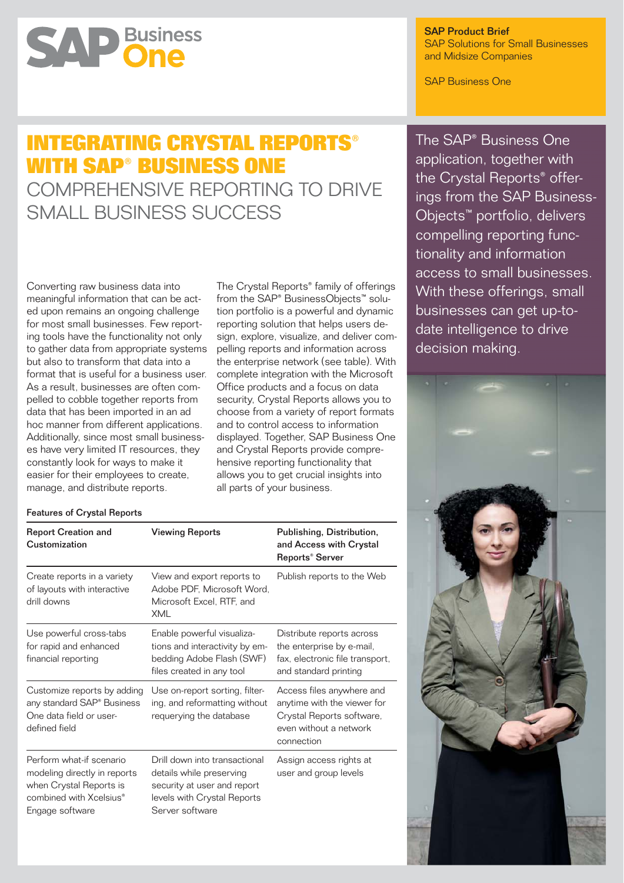SAP Business One

**SAP Product Brief**
SAP Solutions for Small Businesses and Midsize Companies

SAP Business One

# INTEGRATING CRYSTAL REPORTS® WITH SAP® BUSINESS ONE

## COMPREHENSIVE REPORTING TO DRIVE SMALL BUSINESS SUCCESS

The SAP® Business One application, together with the Crystal Reports® offerings from the SAP BusinessObjects™ portfolio, delivers compelling reporting functionality and information access to small businesses. With these offerings, small businesses can get up-to-date intelligence to drive decision making.

Converting raw business data into meaningful information that can be acted upon remains an ongoing challenge for most small businesses. Few reporting tools have the functionality not only to gather data from appropriate systems but also to transform that data into a format that is useful for a business user. As a result, businesses are often compelled to cobble together reports from data that has been imported in an ad hoc manner from different applications. Additionally, since most small businesses have very limited IT resources, they constantly look for ways to make it easier for their employees to create, manage, and distribute reports.

The Crystal Reports® family of offerings from the SAP® BusinessObjects™ solution portfolio is a powerful and dynamic reporting solution that helps users design, explore, visualize, and deliver compelling reports and information across the enterprise network (see table). With complete integration with the Microsoft Office products and a focus on data security, Crystal Reports allows you to choose from a variety of report formats and to control access to information displayed. Together, SAP Business One and Crystal Reports provide comprehensive reporting functionality that allows you to get crucial insights into all parts of your business.

**Features of Crystal Reports**

| Report Creation and Customization | Viewing Reports | Publishing, Distribution, and Access with Crystal Reports® Server |
|---|---|---|
| Create reports in a variety of layouts with interactive drill downs | View and export reports to Adobe PDF, Microsoft Word, Microsoft Excel, RTF, and XML | Publish reports to the Web |
| Use powerful cross-tabs for rapid and enhanced financial reporting | Enable powerful visualizations and interactivity by embedding Adobe Flash (SWF) files created in any tool | Distribute reports across the enterprise by e-mail, fax, electronic file transport, and standard printing |
| Customize reports by adding any standard SAP® Business One data field or user-defined field | Use on-report sorting, filtering, and reformatting without requerying the database | Access files anywhere and anytime with the viewer for Crystal Reports software, even without a network connection |
| Perform what-if scenario modeling directly in reports when Crystal Reports is combined with Xcelsius® Engage software | Drill down into transactional details while preserving security at user and report levels with Crystal Reports Server software | Assign access rights at user and group levels |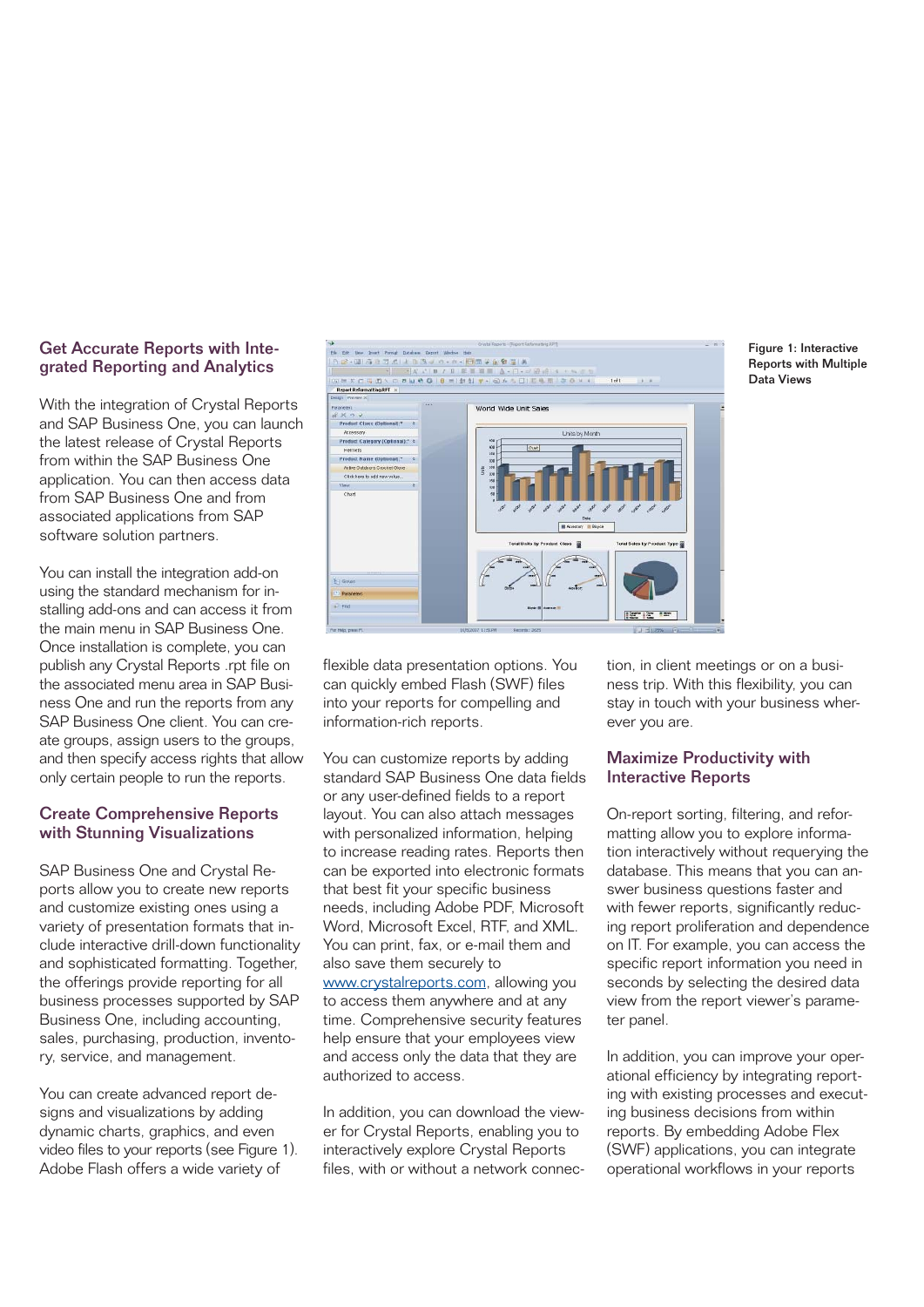## Get Accurate Reports with Integrated Reporting and Analytics

With the integration of Crystal Reports and SAP Business One, you can launch the latest release of Crystal Reports from within the SAP Business One application. You can then access data from SAP Business One and from associated applications from SAP software solution partners.

You can install the integration add-on using the standard mechanism for installing add-ons and can access it from the main menu in SAP Business One. Once installation is complete, you can publish any Crystal Reports .rpt file on the associated menu area in SAP Business One and run the reports from any SAP Business One client. You can create groups, assign users to the groups, and then specify access rights that allow only certain people to run the reports.

## Create Comprehensive Reports with Stunning Visualizations

SAP Business One and Crystal Reports allow you to create new reports and customize existing ones using a variety of presentation formats that include interactive drill-down functionality and sophisticated formatting. Together, the offerings provide reporting for all business processes supported by SAP Business One, including accounting, sales, purchasing, production, inventory, service, and management.

You can create advanced report designs and visualizations by adding dynamic charts, graphics, and even video files to your reports (see Figure 1). Adobe Flash offers a wide variety of flexible data presentation options. You can quickly embed Flash (SWF) files into your reports for compelling and information-rich reports.

Figure 1: Interactive Reports with Multiple Data Views

You can customize reports by adding standard SAP Business One data fields or any user-defined fields to a report layout. You can also attach messages with personalized information, helping to increase reading rates. Reports then can be exported into electronic formats that best fit your specific business needs, including Adobe PDF, Microsoft Word, Microsoft Excel, RTF, and XML. You can print, fax, or e-mail them and also save them securely to www.crystalreports.com, allowing you to access them anywhere and at any time. Comprehensive security features help ensure that your employees view and access only the data that they are authorized to access.

In addition, you can download the viewer for Crystal Reports, enabling you to interactively explore Crystal Reports files, with or without a network connection, in client meetings or on a business trip. With this flexibility, you can stay in touch with your business wherever you are.

## Maximize Productivity with Interactive Reports

On-report sorting, filtering, and reformatting allow you to explore information interactively without requerying the database. This means that you can answer business questions faster and with fewer reports, significantly reducing report proliferation and dependence on IT. For example, you can access the specific report information you need in seconds by selecting the desired data view from the report viewer's parameter panel.

In addition, you can improve your operational efficiency by integrating reporting with existing processes and executing business decisions from within reports. By embedding Adobe Flex (SWF) applications, you can integrate operational workflows in your reports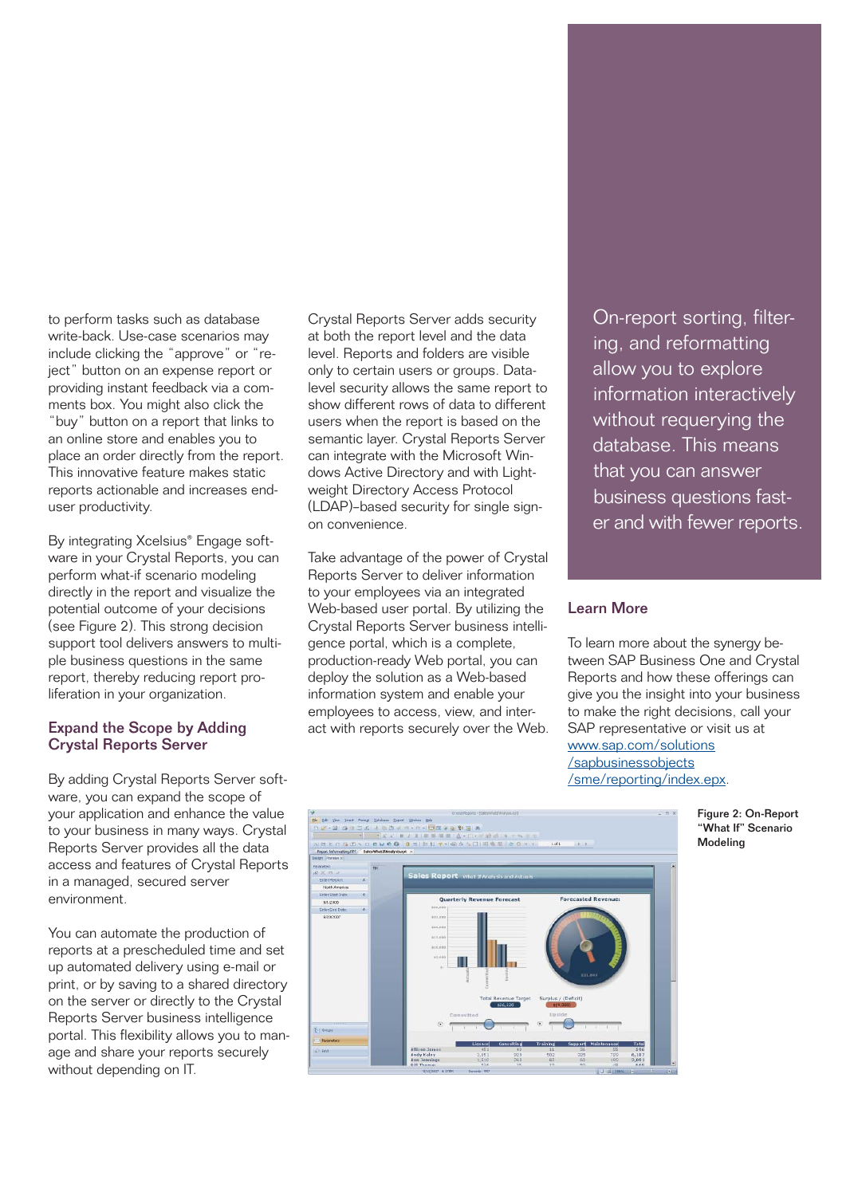to perform tasks such as database write-back. Use-case scenarios may include clicking the "approve" or "reject" button on an expense report or providing instant feedback via a comments box. You might also click the "buy" button on a report that links to an online store and enables you to place an order directly from the report. This innovative feature makes static reports actionable and increases end-user productivity.

By integrating Xcelsius® Engage software in your Crystal Reports, you can perform what-if scenario modeling directly in the report and visualize the potential outcome of your decisions (see Figure 2). This strong decision support tool delivers answers to multiple business questions in the same report, thereby reducing report proliferation in your organization.

## Expand the Scope by Adding Crystal Reports Server

By adding Crystal Reports Server software, you can expand the scope of your application and enhance the value to your business in many ways. Crystal Reports Server provides all the data access and features of Crystal Reports in a managed, secured server environment.

You can automate the production of reports at a prescheduled time and set up automated delivery using e-mail or print, or by saving to a shared directory on the server or directly to the Crystal Reports Server business intelligence portal. This flexibility allows you to manage and share your reports securely without depending on IT.

Crystal Reports Server adds security at both the report level and the data level. Reports and folders are visible only to certain users or groups. Data-level security allows the same report to show different rows of data to different users when the report is based on the semantic layer. Crystal Reports Server can integrate with the Microsoft Windows Active Directory and with Lightweight Directory Access Protocol (LDAP)–based security for single sign-on convenience.

Take advantage of the power of Crystal Reports Server to deliver information to your employees via an integrated Web-based user portal. By utilizing the Crystal Reports Server business intelligence portal, which is a complete, production-ready Web portal, you can deploy the solution as a Web-based information system and enable your employees to access, view, and interact with reports securely over the Web.

On-report sorting, filtering, and reformatting allow you to explore information interactively without requerying the database. This means that you can answer business questions faster and with fewer reports.

## Learn More

To learn more about the synergy between SAP Business One and Crystal Reports and how these offerings can give you the insight into your business to make the right decisions, call your SAP representative or visit us at www.sap.com/solutions/sapbusinessobjects/sme/reporting/index.epx.

Figure 2: On-Report "What If" Scenario Modeling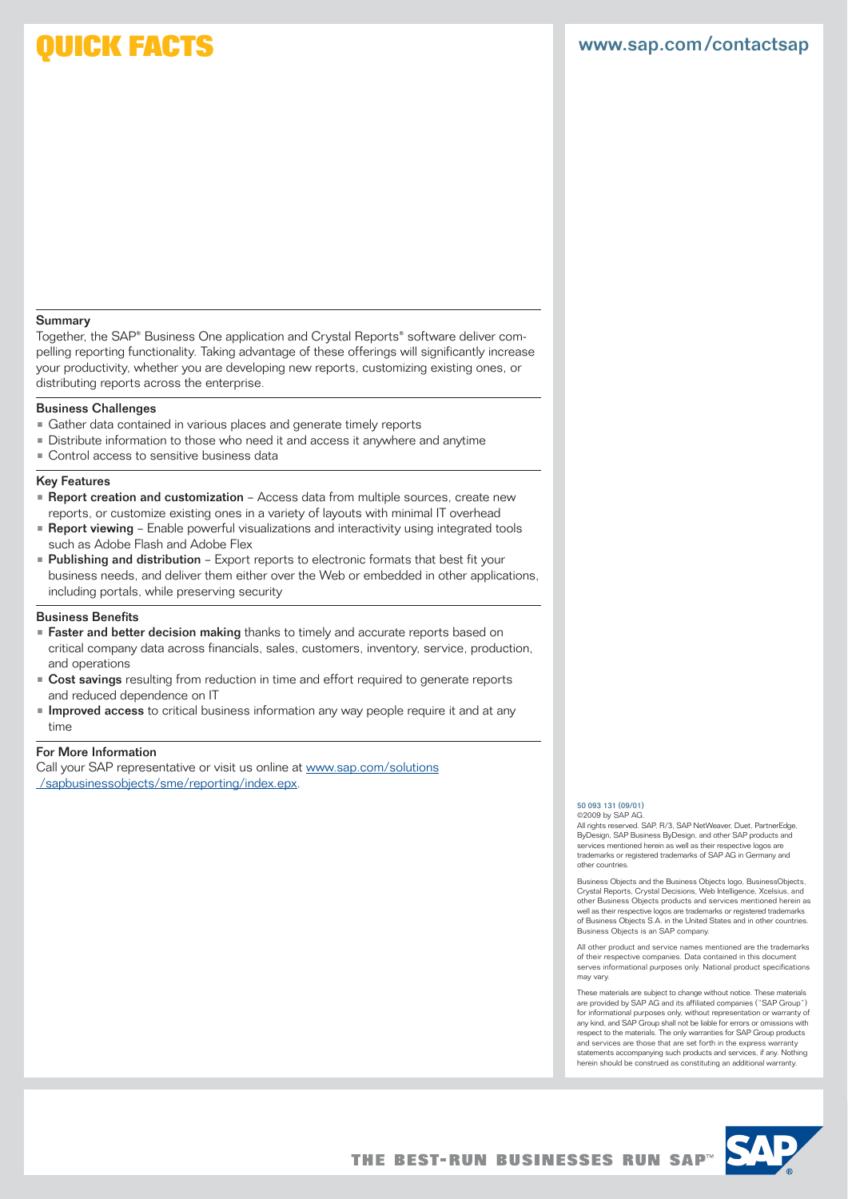# QUICK FACTS

www.sap.com/contactsap

### Summary

Together, the SAP® Business One application and Crystal Reports® software deliver compelling reporting functionality. Taking advantage of these offerings will significantly increase your productivity, whether you are developing new reports, customizing existing ones, or distributing reports across the enterprise.

### Business Challenges

- Gather data contained in various places and generate timely reports
- Distribute information to those who need it and access it anywhere and anytime
- Control access to sensitive business data

### Key Features

- **Report creation and customization** – Access data from multiple sources, create new reports, or customize existing ones in a variety of layouts with minimal IT overhead
- **Report viewing** – Enable powerful visualizations and interactivity using integrated tools such as Adobe Flash and Adobe Flex
- **Publishing and distribution** – Export reports to electronic formats that best fit your business needs, and deliver them either over the Web or embedded in other applications, including portals, while preserving security

### Business Benefits

- **Faster and better decision making** thanks to timely and accurate reports based on critical company data across financials, sales, customers, inventory, service, production, and operations
- **Cost savings** resulting from reduction in time and effort required to generate reports and reduced dependence on IT
- **Improved access** to critical business information any way people require it and at any time

### For More Information

Call your SAP representative or visit us online at [www.sap.com/solutions/sapbusinessobjects/sme/reporting/index.epx](www.sap.com/solutions/sapbusinessobjects/sme/reporting/index.epx).

50 093 131 (09/01)
©2009 by SAP AG.
All rights reserved. SAP, R/3, SAP NetWeaver, Duet, PartnerEdge, ByDesign, SAP Business ByDesign, and other SAP products and services mentioned herein as well as their respective logos are trademarks or registered trademarks of SAP AG in Germany and other countries.

Business Objects and the Business Objects logo, BusinessObjects, Crystal Reports, Crystal Decisions, Web Intelligence, Xcelsius, and other Business Objects products and services mentioned herein as well as their respective logos are trademarks or registered trademarks of Business Objects S.A. in the United States and in other countries. Business Objects is an SAP company.

All other product and service names mentioned are the trademarks of their respective companies. Data contained in this document serves informational purposes only. National product specifications may vary.

These materials are subject to change without notice. These materials are provided by SAP AG and its affiliated companies ("SAP Group") for informational purposes only, without representation or warranty of any kind, and SAP Group shall not be liable for errors or omissions with respect to the materials. The only warranties for SAP Group products and services are those that are set forth in the express warranty statements accompanying such products and services, if any. Nothing herein should be construed as constituting an additional warranty.

THE BEST-RUN BUSINESSES RUN SAP™